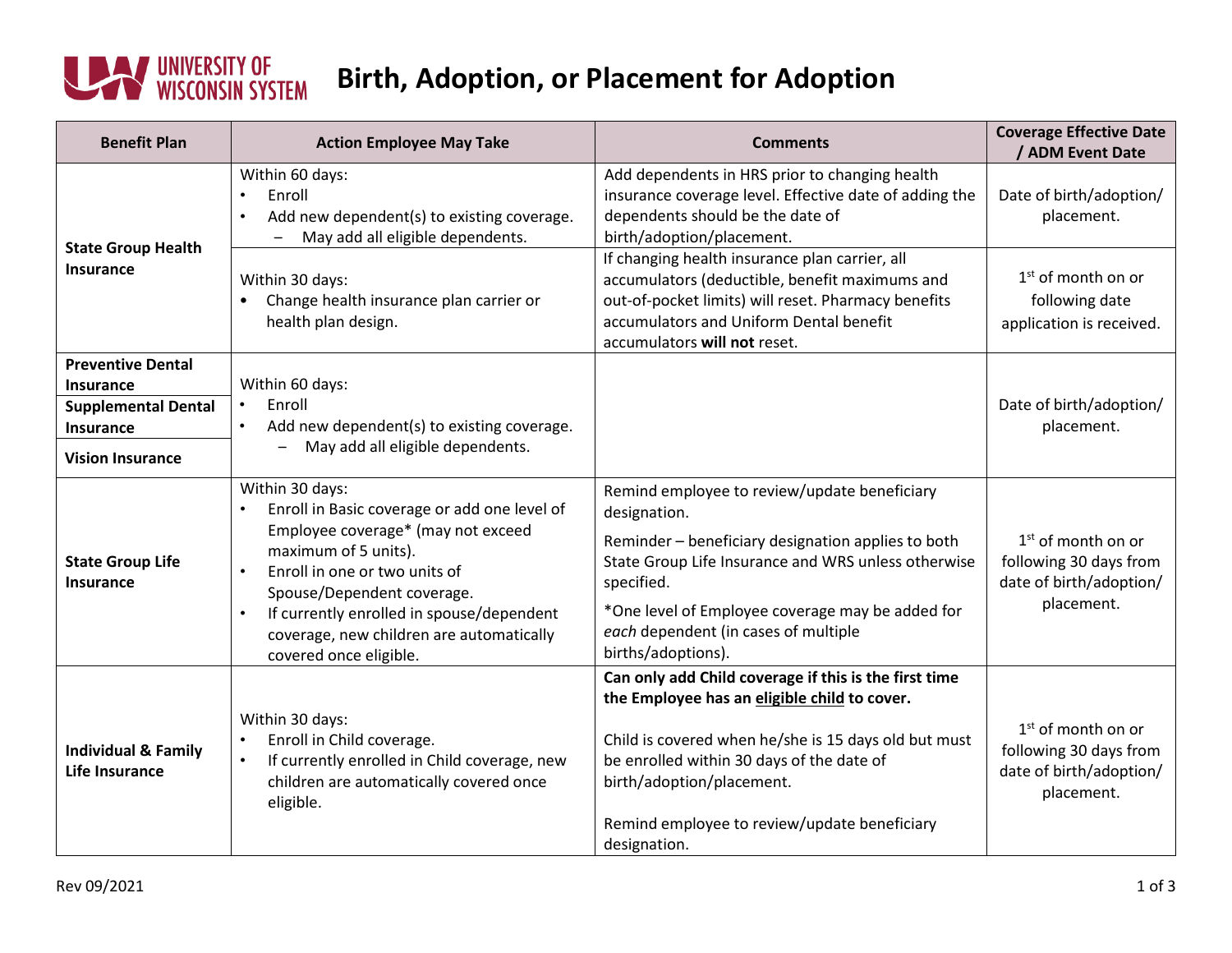# Birth, Adoption, or Placement for Adoption

| Benefit Plan | Action Employee May Take | Comments | Coverage Effective Date / ADM Event Date |
|---|---|---|---|
| **State Group Health Insurance** | Within 60 days:<br>• Enroll<br>• Add new dependent(s) to existing coverage.<br>– May add all eligible dependents. | Add dependents in HRS prior to changing health insurance coverage level. Effective date of adding the dependents should be the date of birth/adoption/placement. | Date of birth/adoption/ placement. |
| | Within 30 days:<br>• Change health insurance plan carrier or health plan design. | If changing health insurance plan carrier, all accumulators (deductible, benefit maximums and out-of-pocket limits) will reset. Pharmacy benefits accumulators and Uniform Dental benefit accumulators **will not** reset. | 1st of month on or following date application is received. |
| **Preventive Dental Insurance**<br>**Supplemental Dental Insurance**<br>**Vision Insurance** | Within 60 days:<br>• Enroll<br>• Add new dependent(s) to existing coverage.<br>– May add all eligible dependents. | | Date of birth/adoption/ placement. |
| **State Group Life Insurance** | Within 30 days:<br>• Enroll in Basic coverage or add one level of Employee coverage* (may not exceed maximum of 5 units).<br>• Enroll in one or two units of Spouse/Dependent coverage.<br>• If currently enrolled in spouse/dependent coverage, new children are automatically covered once eligible. | Remind employee to review/update beneficiary designation.<br>Reminder – beneficiary designation applies to both State Group Life Insurance and WRS unless otherwise specified.<br>*One level of Employee coverage may be added for *each* dependent (in cases of multiple births/adoptions). | 1st of month on or following 30 days from date of birth/adoption/ placement. |
| **Individual & Family Life Insurance** | Within 30 days:<br>• Enroll in Child coverage.<br>• If currently enrolled in Child coverage, new children are automatically covered once eligible. | **Can only add Child coverage if this is the first time the Employee has an eligible child to cover.**<br>Child is covered when he/she is 15 days old but must be enrolled within 30 days of the date of birth/adoption/placement.<br>Remind employee to review/update beneficiary designation. | 1st of month on or following 30 days from date of birth/adoption/ placement. |

Rev 09/2021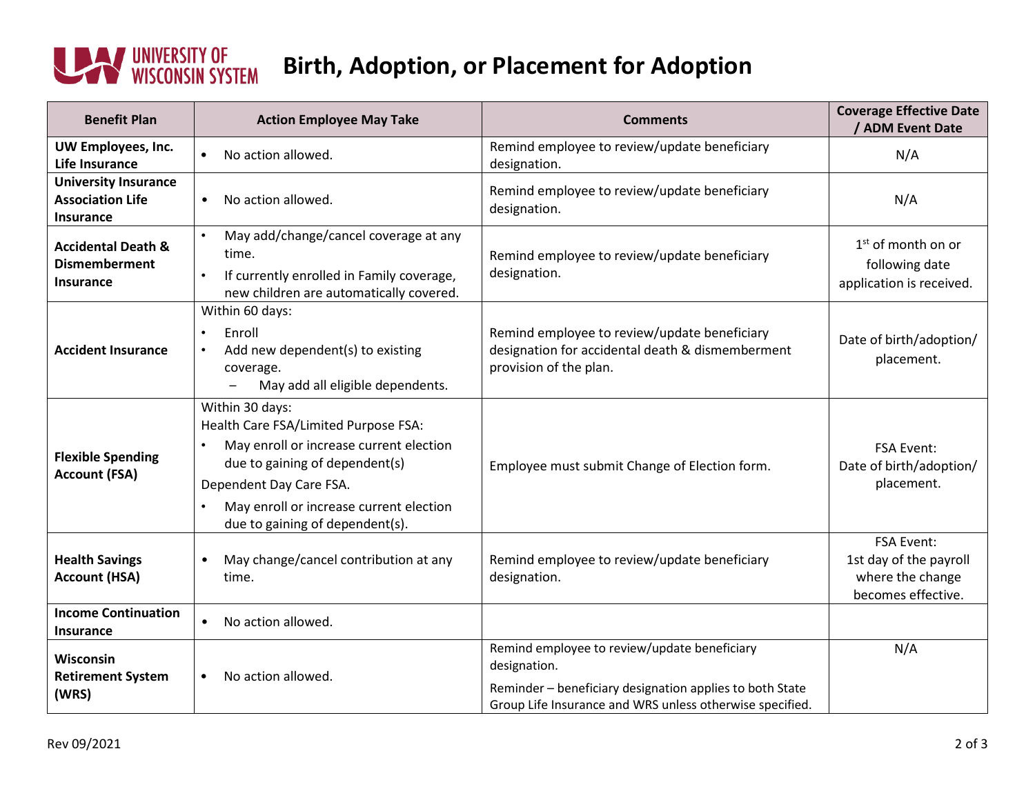# Birth, Adoption, or Placement for Adoption

| Benefit Plan | Action Employee May Take | Comments | Coverage Effective Date / ADM Event Date |
|---|---|---|---|
| **UW Employees, Inc. Life Insurance** | • No action allowed. | Remind employee to review/update beneficiary designation. | N/A |
| **University Insurance Association Life Insurance** | • No action allowed. | Remind employee to review/update beneficiary designation. | N/A |
| **Accidental Death & Dismemberment Insurance** | • May add/change/cancel coverage at any time.<br>• If currently enrolled in Family coverage, new children are automatically covered. | Remind employee to review/update beneficiary designation. | 1st of month on or following date application is received. |
| **Accident Insurance** | Within 60 days:<br>• Enroll<br>• Add new dependent(s) to existing coverage.<br>– May add all eligible dependents. | Remind employee to review/update beneficiary designation for accidental death & dismemberment provision of the plan. | Date of birth/adoption/ placement. |
| **Flexible Spending Account (FSA)** | Within 30 days:<br>Health Care FSA/Limited Purpose FSA:<br>• May enroll or increase current election due to gaining of dependent(s)<br>Dependent Day Care FSA.<br>• May enroll or increase current election due to gaining of dependent(s). | Employee must submit Change of Election form. | FSA Event:<br>Date of birth/adoption/ placement. |
| **Health Savings Account (HSA)** | • May change/cancel contribution at any time. | Remind employee to review/update beneficiary designation. | FSA Event:<br>1st day of the payroll where the change becomes effective. |
| **Income Continuation Insurance** | • No action allowed. | | |
| **Wisconsin Retirement System (WRS)** | • No action allowed. | Remind employee to review/update beneficiary designation.<br>Reminder – beneficiary designation applies to both State Group Life Insurance and WRS unless otherwise specified. | N/A |

Rev 09/2021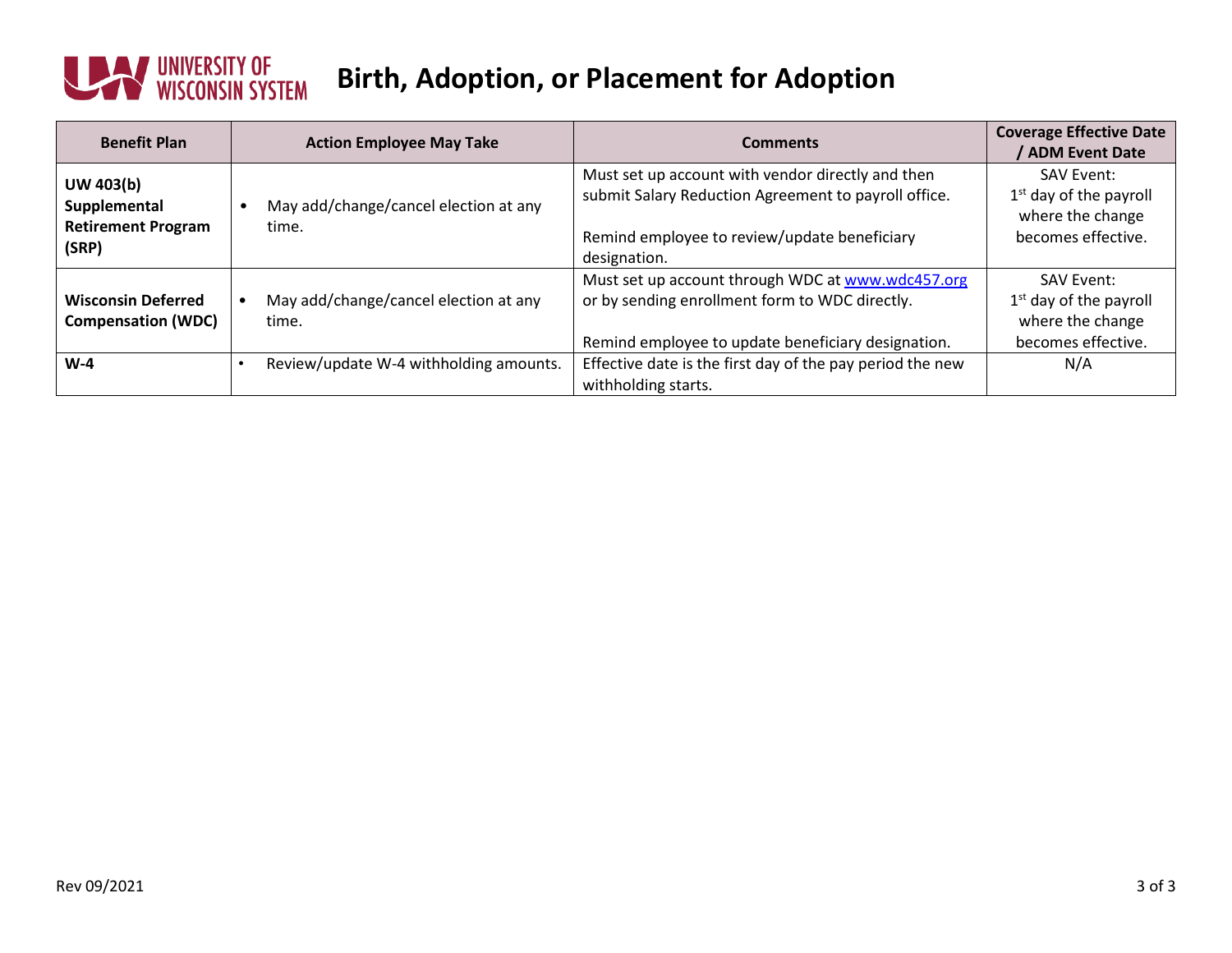# Birth, Adoption, or Placement for Adoption

| Benefit Plan | Action Employee May Take | Comments | Coverage Effective Date / ADM Event Date |
|---|---|---|---|
| **UW 403(b) Supplemental Retirement Program (SRP)** | • May add/change/cancel election at any time. | Must set up account with vendor directly and then submit Salary Reduction Agreement to payroll office.<br><br>Remind employee to review/update beneficiary designation. | SAV Event:<br>1st day of the payroll where the change becomes effective. |
| **Wisconsin Deferred Compensation (WDC)** | • May add/change/cancel election at any time. | Must set up account through WDC at www.wdc457.org or by sending enrollment form to WDC directly.<br><br>Remind employee to update beneficiary designation. | SAV Event:<br>1st day of the payroll where the change becomes effective. |
| **W-4** | • Review/update W-4 withholding amounts. | Effective date is the first day of the pay period the new withholding starts. | N/A |

Rev 09/2021